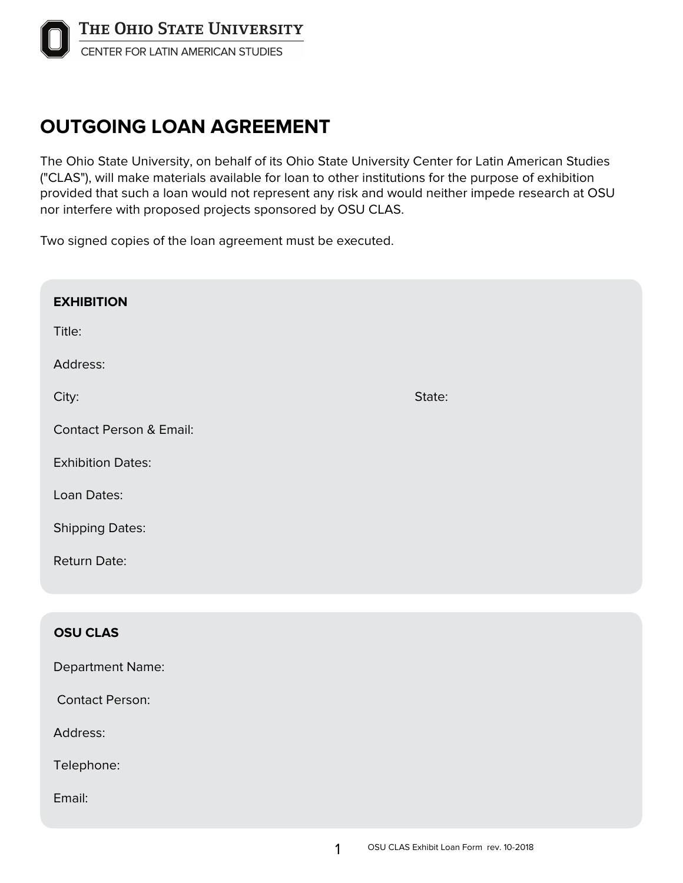THE OHIO STATE UNIVERSITY
CENTER FOR LATIN AMERICAN STUDIES

# OUTGOING LOAN AGREEMENT

The Ohio State University, on behalf of its Ohio State University Center for Latin American Studies ("CLAS"), will make materials available for loan to other institutions for the purpose of exhibition provided that such a loan would not represent any risk and would neither impede research at OSU nor interfere with proposed projects sponsored by OSU CLAS.

Two signed copies of the loan agreement must be executed.

## EXHIBITION

Title:

Address:

City: State:

Contact Person & Email:

Exhibition Dates:

Loan Dates:

Shipping Dates:

Return Date:

## OSU CLAS

Department Name:

Contact Person:

Address:

Telephone:

Email: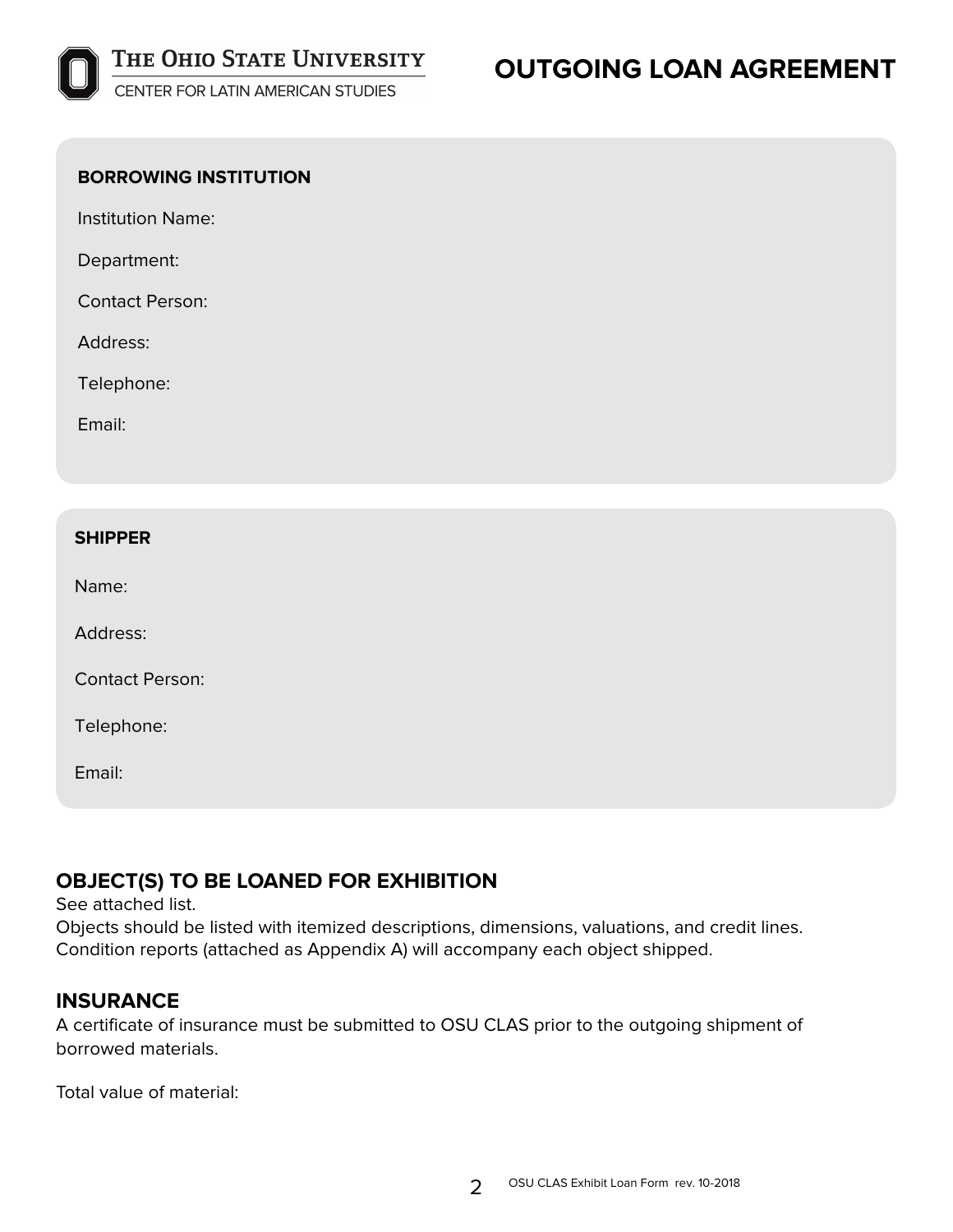The Ohio State University
Center for Latin American Studies

# OUTGOING LOAN AGREEMENT

**BORROWING INSTITUTION**

Institution Name:

Department:

Contact Person:

Address:

Telephone:

Email:

**SHIPPER**

Name:

Address:

Contact Person:

Telephone:

Email:

## OBJECT(S) TO BE LOANED FOR EXHIBITION

See attached list.
Objects should be listed with itemized descriptions, dimensions, valuations, and credit lines.
Condition reports (attached as Appendix A) will accompany each object shipped.

## INSURANCE

A certificate of insurance must be submitted to OSU CLAS prior to the outgoing shipment of borrowed materials.

Total value of material: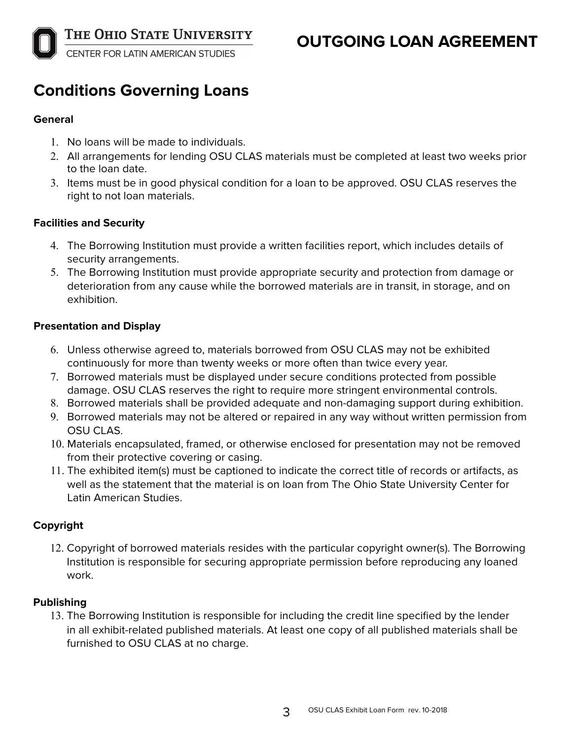THE OHIO STATE UNIVERSITY
CENTER FOR LATIN AMERICAN STUDIES

# OUTGOING LOAN AGREEMENT

## Conditions Governing Loans

**General**

1. No loans will be made to individuals.
2. All arrangements for lending OSU CLAS materials must be completed at least two weeks prior to the loan date.
3. Items must be in good physical condition for a loan to be approved. OSU CLAS reserves the right to not loan materials.

**Facilities and Security**

4. The Borrowing Institution must provide a written facilities report, which includes details of security arrangements.
5. The Borrowing Institution must provide appropriate security and protection from damage or deterioration from any cause while the borrowed materials are in transit, in storage, and on exhibition.

**Presentation and Display**

6. Unless otherwise agreed to, materials borrowed from OSU CLAS may not be exhibited continuously for more than twenty weeks or more often than twice every year.
7. Borrowed materials must be displayed under secure conditions protected from possible damage. OSU CLAS reserves the right to require more stringent environmental controls.
8. Borrowed materials shall be provided adequate and non-damaging support during exhibition.
9. Borrowed materials may not be altered or repaired in any way without written permission from OSU CLAS.
10. Materials encapsulated, framed, or otherwise enclosed for presentation may not be removed from their protective covering or casing.
11. The exhibited item(s) must be captioned to indicate the correct title of records or artifacts, as well as the statement that the material is on loan from The Ohio State University Center for Latin American Studies.

**Copyright**

12. Copyright of borrowed materials resides with the particular copyright owner(s). The Borrowing Institution is responsible for securing appropriate permission before reproducing any loaned work.

**Publishing**

13. The Borrowing Institution is responsible for including the credit line specified by the lender in all exhibit-related published materials. At least one copy of all published materials shall be furnished to OSU CLAS at no charge.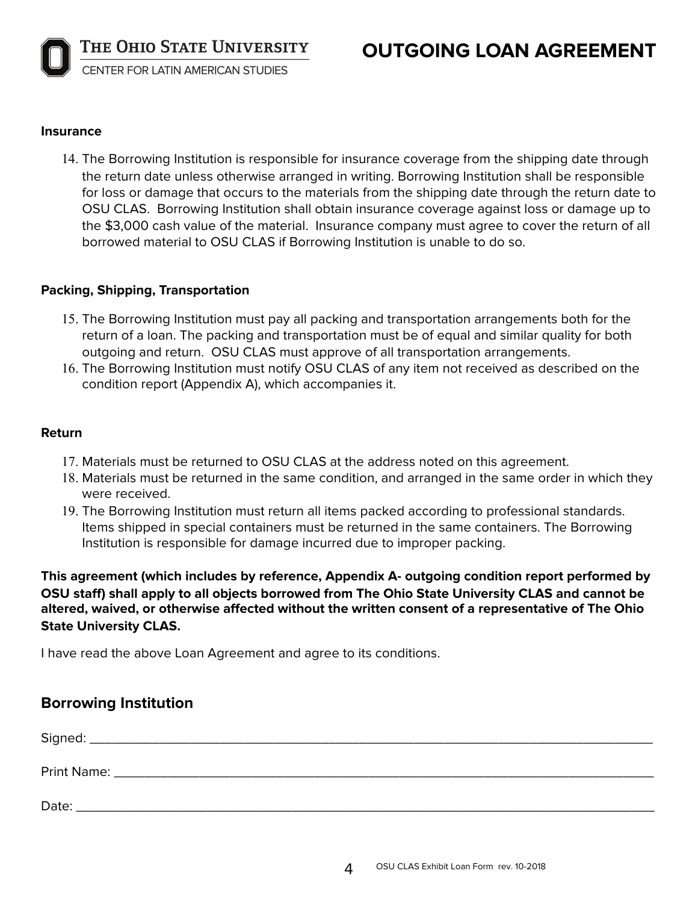**Insurance**

14. The Borrowing Institution is responsible for insurance coverage from the shipping date through the return date unless otherwise arranged in writing. Borrowing Institution shall be responsible for loss or damage that occurs to the materials from the shipping date through the return date to OSU CLAS. Borrowing Institution shall obtain insurance coverage against loss or damage up to the $3,000 cash value of the material. Insurance company must agree to cover the return of all borrowed material to OSU CLAS if Borrowing Institution is unable to do so.

**Packing, Shipping, Transportation**

15. The Borrowing Institution must pay all packing and transportation arrangements both for the return of a loan. The packing and transportation must be of equal and similar quality for both outgoing and return. OSU CLAS must approve of all transportation arrangements.
16. The Borrowing Institution must notify OSU CLAS of any item not received as described on the condition report (Appendix A), which accompanies it.

**Return**

17. Materials must be returned to OSU CLAS at the address noted on this agreement.
18. Materials must be returned in the same condition, and arranged in the same order in which they were received.
19. The Borrowing Institution must return all items packed according to professional standards. Items shipped in special containers must be returned in the same containers. The Borrowing Institution is responsible for damage incurred due to improper packing.

**This agreement (which includes by reference, Appendix A- outgoing condition report performed by OSU staff) shall apply to all objects borrowed from The Ohio State University CLAS and cannot be altered, waived, or otherwise affected without the written consent of a representative of The Ohio State University CLAS.**

I have read the above Loan Agreement and agree to its conditions.

## Borrowing Institution

Signed: ______________________________________________________________________

Print Name: ___________________________________________________________________

Date: ________________________________________________________________________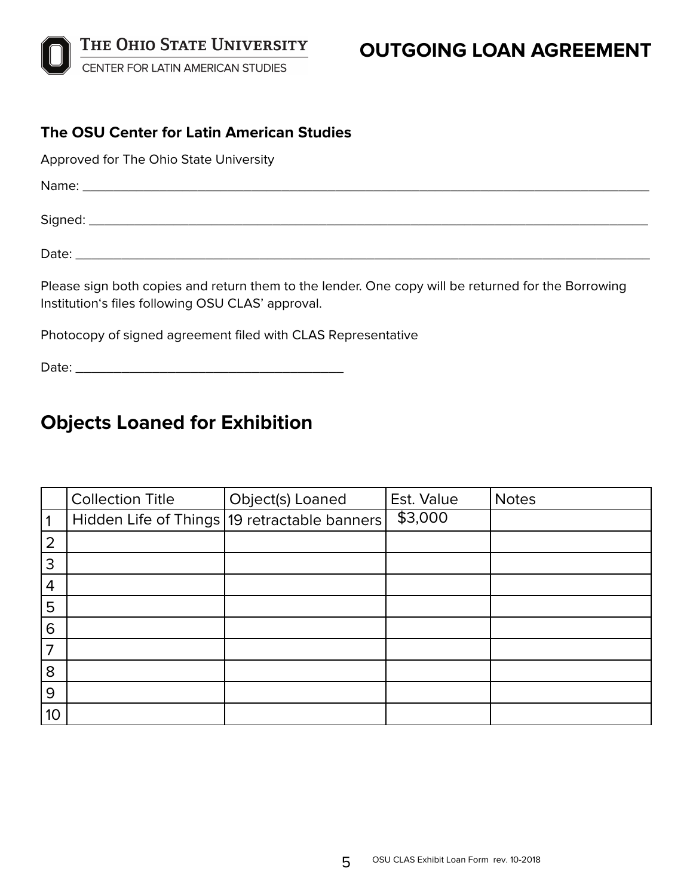**OUTGOING LOAN AGREEMENT**

THE OHIO STATE UNIVERSITY
CENTER FOR LATIN AMERICAN STUDIES

### The OSU Center for Latin American Studies

Approved for The Ohio State University

Name: ____________________________________________

Signed: ____________________________________________

Date: ____________________________________________

Please sign both copies and return them to the lender. One copy will be returned for the Borrowing Institution's files following OSU CLAS' approval.

Photocopy of signed agreement filed with CLAS Representative

Date: ______________________________

## Objects Loaned for Exhibition

| | Collection Title | Object(s) Loaned | Est. Value | Notes |
|---|---|---|---|---|
| 1 | Hidden Life of Things | 19 retractable banners | $3,000 | |
| 2 | | | | |
| 3 | | | | |
| 4 | | | | |
| 5 | | | | |
| 6 | | | | |
| 7 | | | | |
| 8 | | | | |
| 9 | | | | |
| 10 | | | | |

OSU CLAS Exhibit Loan Form rev. 10-2018